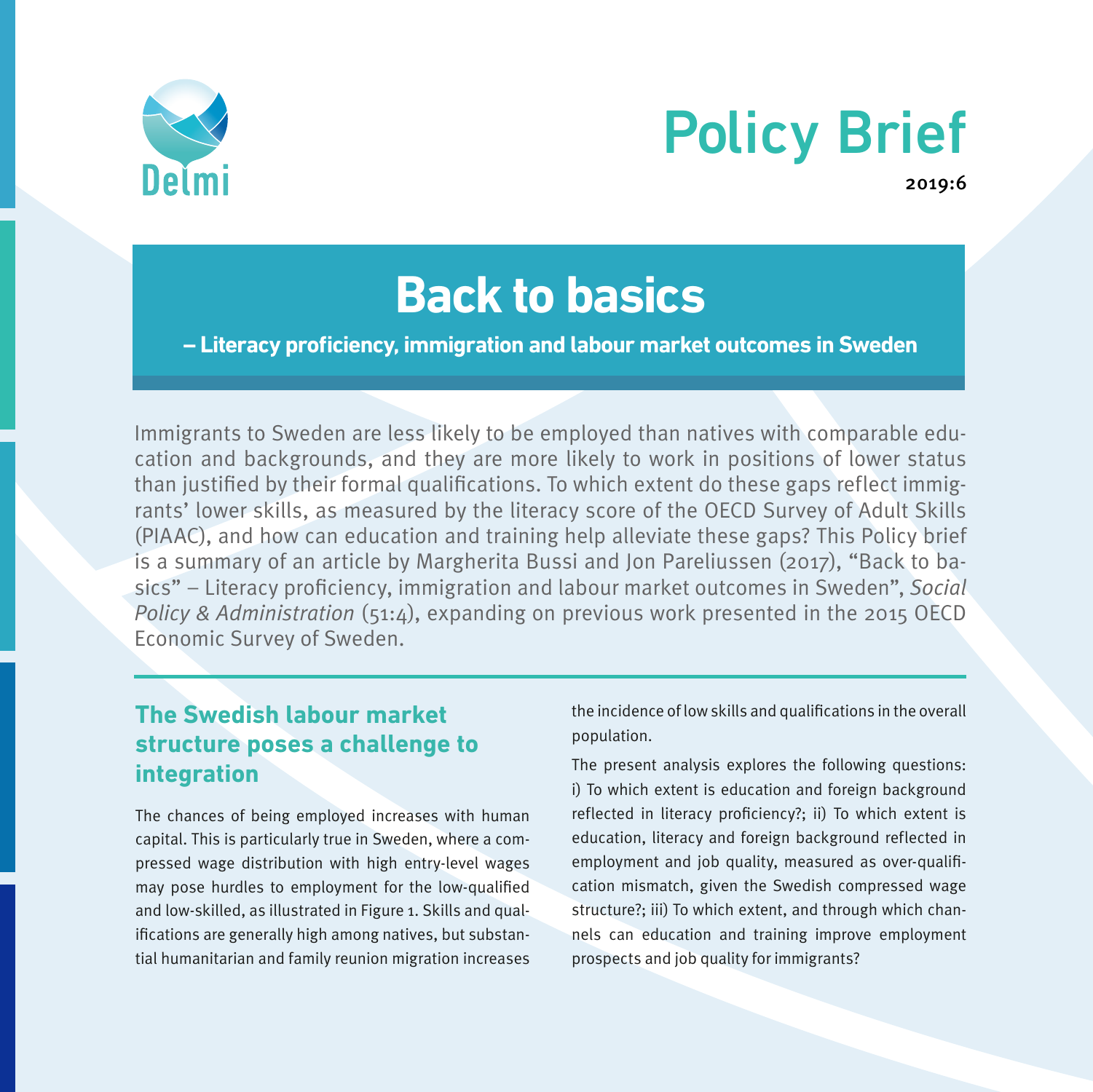Delmi

# Policy Brief

2019:6

# Back to basics

**– Literacy proficiency, immigration and labour market outcomes in Sweden**

Immigrants to Sweden are less likely to be employed than natives with comparable education and backgrounds, and they are more likely to work in positions of lower status than justified by their formal qualifications. To which extent do these gaps reflect immigrants' lower skills, as measured by the literacy score of the OECD Survey of Adult Skills (PIAAC), and how can education and training help alleviate these gaps? This Policy brief is a summary of an article by Margherita Bussi and Jon Pareliussen (2017), "Back to basics" – Literacy proficiency, immigration and labour market outcomes in Sweden", *Social Policy & Administration* (51:4), expanding on previous work presented in the 2015 OECD Economic Survey of Sweden.

## The Swedish labour market structure poses a challenge to integration

The chances of being employed increases with human capital. This is particularly true in Sweden, where a compressed wage distribution with high entry-level wages may pose hurdles to employment for the low-qualified and low-skilled, as illustrated in Figure 1. Skills and qualifications are generally high among natives, but substantial humanitarian and family reunion migration increases the incidence of low skills and qualifications in the overall population.

The present analysis explores the following questions: i) To which extent is education and foreign background reflected in literacy proficiency?; ii) To which extent is education, literacy and foreign background reflected in employment and job quality, measured as over-qualification mismatch, given the Swedish compressed wage structure?; iii) To which extent, and through which channels can education and training improve employment prospects and job quality for immigrants?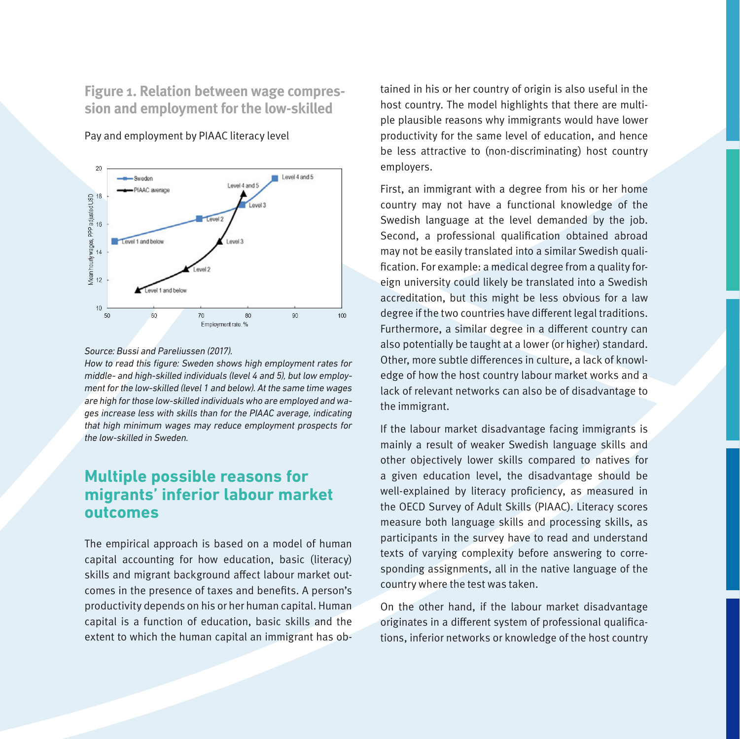**Figure 1. Relation between wage compression and employment for the low-skilled**

Pay and employment by PIAAC literacy level

*Source: Bussi and Pareliussen (2017).*

*How to read this figure: Sweden shows high employment rates for middle- and high-skilled individuals (level 4 and 5), but low employment for the low-skilled (level 1 and below). At the same time wages are high for those low-skilled individuals who are employed and wages increase less with skills than for the PIAAC average, indicating that high minimum wages may reduce employment prospects for the low-skilled in Sweden.*

## Multiple possible reasons for migrants' inferior labour market outcomes

The empirical approach is based on a model of human capital accounting for how education, basic (literacy) skills and migrant background affect labour market outcomes in the presence of taxes and benefits. A person's productivity depends on his or her human capital. Human capital is a function of education, basic skills and the extent to which the human capital an immigrant has obtained in his or her country of origin is also useful in the host country. The model highlights that there are multiple plausible reasons why immigrants would have lower productivity for the same level of education, and hence be less attractive to (non-discriminating) host country employers.

First, an immigrant with a degree from his or her home country may not have a functional knowledge of the Swedish language at the level demanded by the job. Second, a professional qualification obtained abroad may not be easily translated into a similar Swedish qualification. For example: a medical degree from a quality foreign university could likely be translated into a Swedish accreditation, but this might be less obvious for a law degree if the two countries have different legal traditions. Furthermore, a similar degree in a different country can also potentially be taught at a lower (or higher) standard. Other, more subtle differences in culture, a lack of knowledge of how the host country labour market works and a lack of relevant networks can also be of disadvantage to the immigrant.

If the labour market disadvantage facing immigrants is mainly a result of weaker Swedish language skills and other objectively lower skills compared to natives for a given education level, the disadvantage should be well-explained by literacy proficiency, as measured in the OECD Survey of Adult Skills (PIAAC). Literacy scores measure both language skills and processing skills, as participants in the survey have to read and understand texts of varying complexity before answering to corresponding assignments, all in the native language of the country where the test was taken.

On the other hand, if the labour market disadvantage originates in a different system of professional qualifications, inferior networks or knowledge of the host country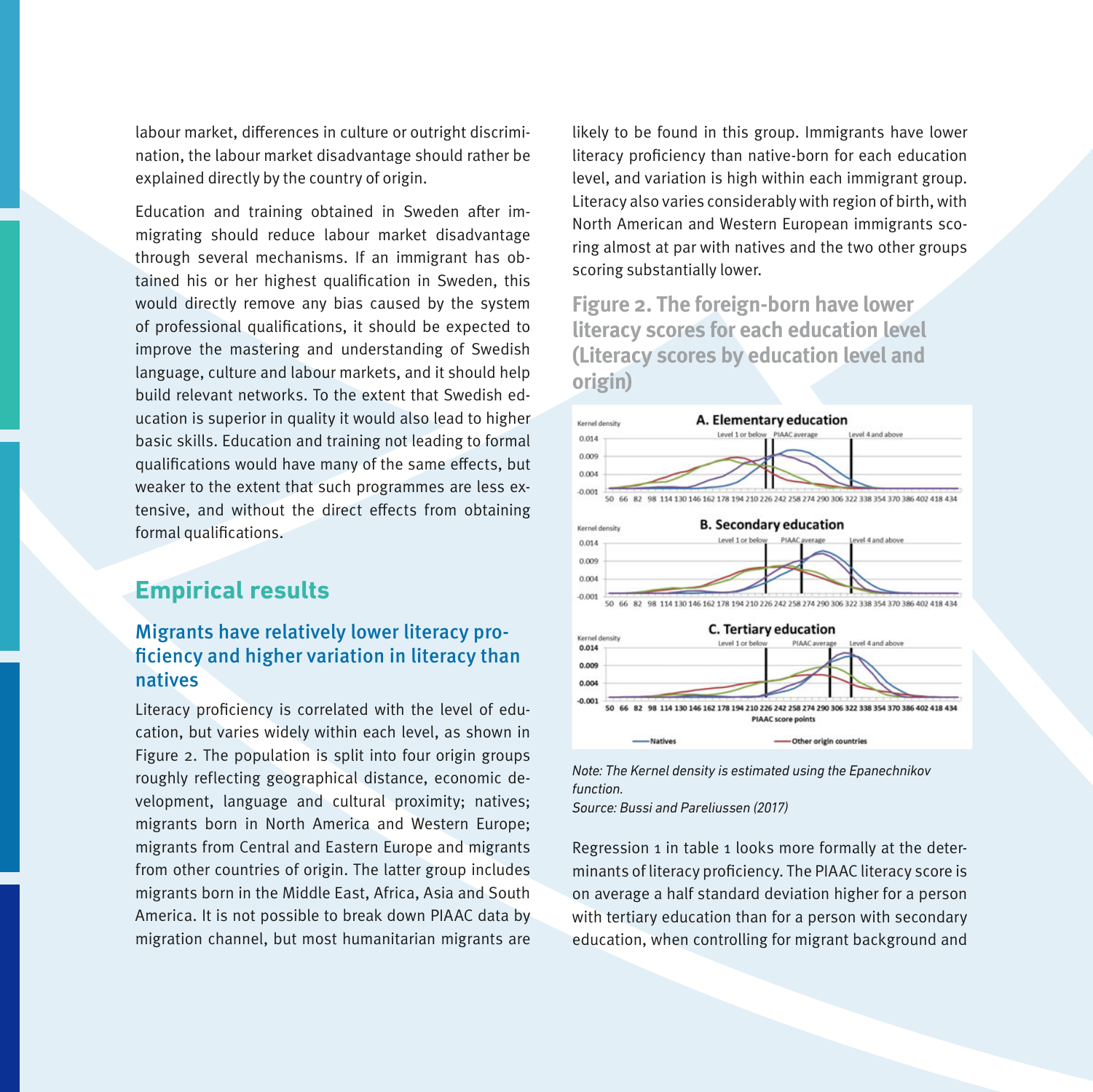labour market, differences in culture or outright discrimination, the labour market disadvantage should rather be explained directly by the country of origin.

Education and training obtained in Sweden after immigrating should reduce labour market disadvantage through several mechanisms. If an immigrant has obtained his or her highest qualification in Sweden, this would directly remove any bias caused by the system of professional qualifications, it should be expected to improve the mastering and understanding of Swedish language, culture and labour markets, and it should help build relevant networks. To the extent that Swedish education is superior in quality it would also lead to higher basic skills. Education and training not leading to formal qualifications would have many of the same effects, but weaker to the extent that such programmes are less extensive, and without the direct effects from obtaining formal qualifications.

## Empirical results

### Migrants have relatively lower literacy proficiency and higher variation in literacy than natives

Literacy proficiency is correlated with the level of education, but varies widely within each level, as shown in Figure 2. The population is split into four origin groups roughly reflecting geographical distance, economic development, language and cultural proximity; natives; migrants born in North America and Western Europe; migrants from Central and Eastern Europe and migrants from other countries of origin. The latter group includes migrants born in the Middle East, Africa, Asia and South America. It is not possible to break down PIAAC data by migration channel, but most humanitarian migrants are likely to be found in this group. Immigrants have lower literacy proficiency than native-born for each education level, and variation is high within each immigrant group. Literacy also varies considerably with region of birth, with North American and Western European immigrants scoring almost at par with natives and the two other groups scoring substantially lower.

**Figure 2. The foreign-born have lower literacy scores for each education level (Literacy scores by education level and origin)**

*Note: The Kernel density is estimated using the Epanechnikov function.*
*Source: Bussi and Pareliussen (2017)*

Regression 1 in table 1 looks more formally at the determinants of literacy proficiency. The PIAAC literacy score is on average a half standard deviation higher for a person with tertiary education than for a person with secondary education, when controlling for migrant background and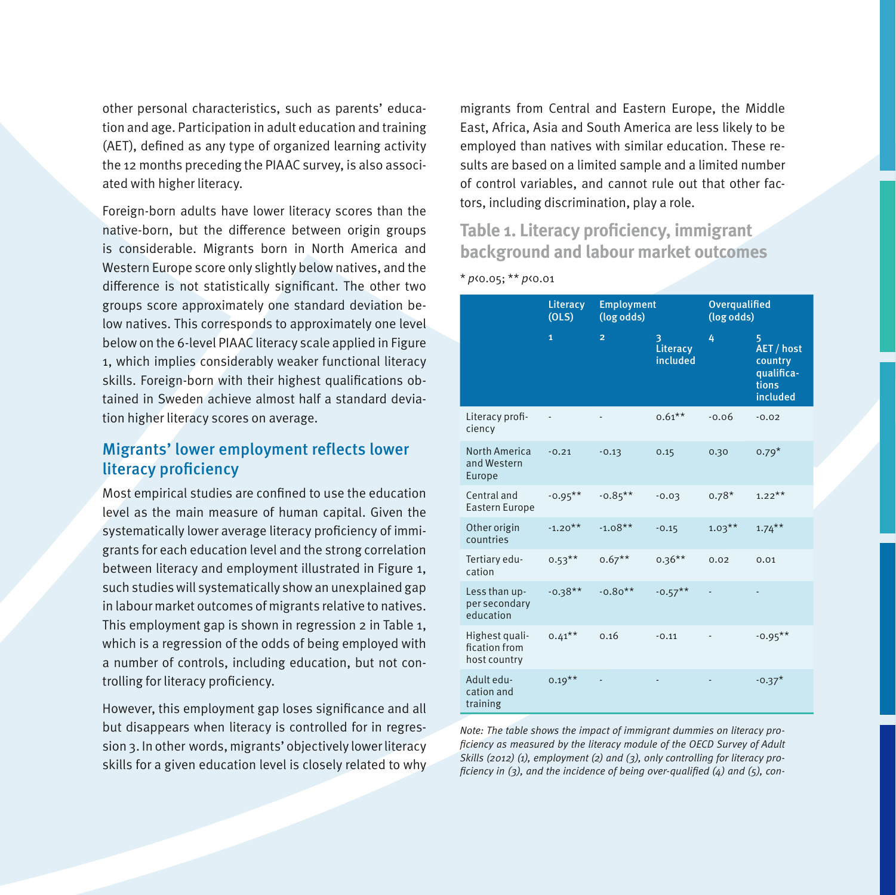other personal characteristics, such as parents' education and age. Participation in adult education and training (AET), defined as any type of organized learning activity the 12 months preceding the PIAAC survey, is also associated with higher literacy.

Foreign-born adults have lower literacy scores than the native-born, but the difference between origin groups is considerable. Migrants born in North America and Western Europe score only slightly below natives, and the difference is not statistically significant. The other two groups score approximately one standard deviation below natives. This corresponds to approximately one level below on the 6-level PIAAC literacy scale applied in Figure 1, which implies considerably weaker functional literacy skills. Foreign-born with their highest qualifications obtained in Sweden achieve almost half a standard deviation higher literacy scores on average.

## Migrants' lower employment reflects lower literacy proficiency

Most empirical studies are confined to use the education level as the main measure of human capital. Given the systematically lower average literacy proficiency of immigrants for each education level and the strong correlation between literacy and employment illustrated in Figure 1, such studies will systematically show an unexplained gap in labour market outcomes of migrants relative to natives. This employment gap is shown in regression 2 in Table 1, which is a regression of the odds of being employed with a number of controls, including education, but not controlling for literacy proficiency.

However, this employment gap loses significance and all but disappears when literacy is controlled for in regression 3. In other words, migrants' objectively lower literacy skills for a given education level is closely related to why migrants from Central and Eastern Europe, the Middle East, Africa, Asia and South America are less likely to be employed than natives with similar education. These results are based on a limited sample and a limited number of control variables, and cannot rule out that other factors, including discrimination, play a role.

## Table 1. Literacy proficiency, immigrant background and labour market outcomes

* $p<0.05$; ** $p<0.01$

| | Literacy (OLS) | Employment (log odds) | | Overqualified (log odds) | |
|---|---|---|---|---|---|
| | 1 | 2 | 3 Literacy included | 4 | 5 AET / host country qualifications included |
| Literacy proficiency | - | - | 0.61** | -0.06 | -0.02 |
| North America and Western Europe | -0.21 | -0.13 | 0.15 | 0.30 | 0.79* |
| Central and Eastern Europe | -0.95** | -0.85** | -0.03 | 0.78* | 1.22** |
| Other origin countries | -1.20** | -1.08** | -0.15 | 1.03** | 1.74** |
| Tertiary education | 0.53** | 0.67** | 0.36** | 0.02 | 0.01 |
| Less than upper secondary education | -0.38** | -0.80** | -0.57** | - | - |
| Highest qualification from host country | 0.41** | 0.16 | -0.11 | - | -0.95** |
| Adult education and training | 0.19** | - | - | - | -0.37* |

*Note: The table shows the impact of immigrant dummies on literacy proficiency as measured by the literacy module of the OECD Survey of Adult Skills (2012) (1), employment (2) and (3), only controlling for literacy proficiency in (3), and the incidence of being over-qualified (4) and (5), con-*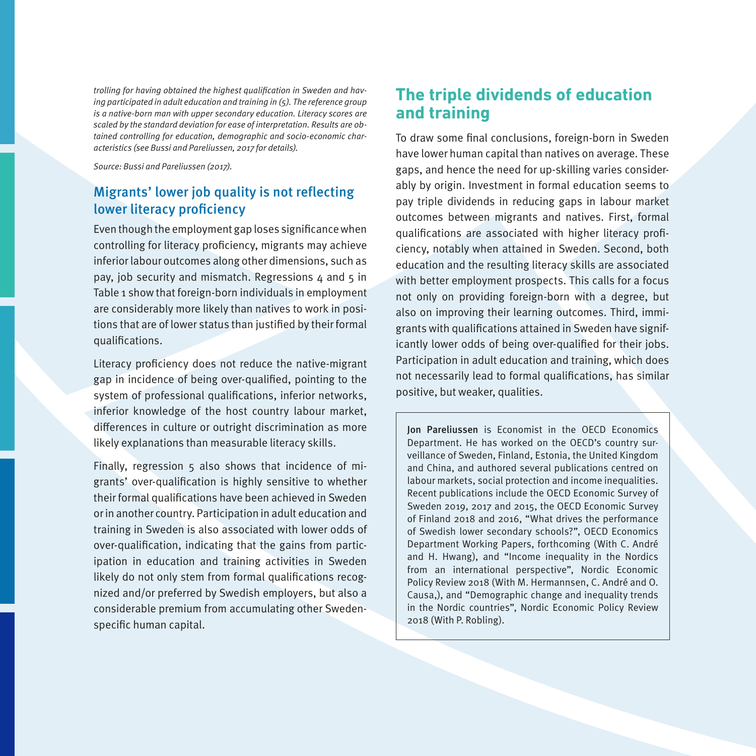*trolling for having obtained the highest qualification in Sweden and having participated in adult education and training in (5). The reference group is a native-born man with upper secondary education. Literacy scores are scaled by the standard deviation for ease of interpretation. Results are obtained controlling for education, demographic and socio-economic characteristics (see Bussi and Pareliussen, 2017 for details).*

*Source: Bussi and Pareliussen (2017).*

## Migrants' lower job quality is not reflecting lower literacy proficiency

Even though the employment gap loses significance when controlling for literacy proficiency, migrants may achieve inferior labour outcomes along other dimensions, such as pay, job security and mismatch. Regressions 4 and 5 in Table 1 show that foreign-born individuals in employment are considerably more likely than natives to work in positions that are of lower status than justified by their formal qualifications.

Literacy proficiency does not reduce the native-migrant gap in incidence of being over-qualified, pointing to the system of professional qualifications, inferior networks, inferior knowledge of the host country labour market, differences in culture or outright discrimination as more likely explanations than measurable literacy skills.

Finally, regression 5 also shows that incidence of migrants' over-qualification is highly sensitive to whether their formal qualifications have been achieved in Sweden or in another country. Participation in adult education and training in Sweden is also associated with lower odds of over-qualification, indicating that the gains from participation in education and training activities in Sweden likely do not only stem from formal qualifications recognized and/or preferred by Swedish employers, but also a considerable premium from accumulating other Sweden-specific human capital.

## The triple dividends of education and training

To draw some final conclusions, foreign-born in Sweden have lower human capital than natives on average. These gaps, and hence the need for up-skilling varies considerably by origin. Investment in formal education seems to pay triple dividends in reducing gaps in labour market outcomes between migrants and natives. First, formal qualifications are associated with higher literacy proficiency, notably when attained in Sweden. Second, both education and the resulting literacy skills are associated with better employment prospects. This calls for a focus not only on providing foreign-born with a degree, but also on improving their learning outcomes. Third, immigrants with qualifications attained in Sweden have significantly lower odds of being over-qualified for their jobs. Participation in adult education and training, which does not necessarily lead to formal qualifications, has similar positive, but weaker, qualities.

**Jon Pareliussen** is Economist in the OECD Economics Department. He has worked on the OECD's country surveillance of Sweden, Finland, Estonia, the United Kingdom and China, and authored several publications centred on labour markets, social protection and income inequalities. Recent publications include the OECD Economic Survey of Sweden 2019, 2017 and 2015, the OECD Economic Survey of Finland 2018 and 2016, "What drives the performance of Swedish lower secondary schools?", OECD Economics Department Working Papers, forthcoming (With C. André and H. Hwang), and "Income inequality in the Nordics from an international perspective", Nordic Economic Policy Review 2018 (With M. Hermannsen, C. André and O. Causa,), and "Demographic change and inequality trends in the Nordic countries", Nordic Economic Policy Review 2018 (With P. Robling).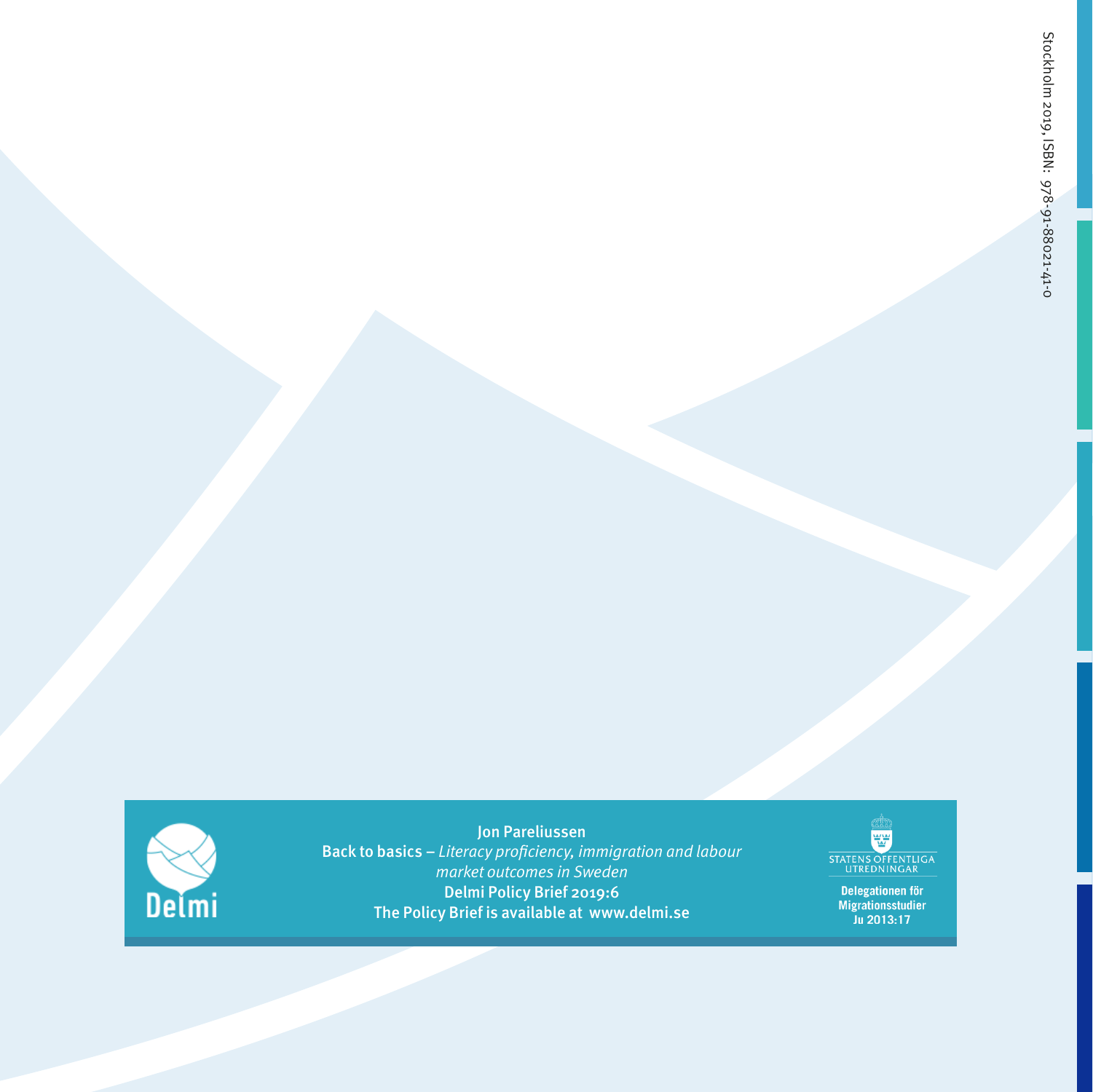Stockholm 2019, ISBN: 978-91-88021-41-0

Delmi

**Jon Pareliussen**

**Back to basics –** *Literacy proficiency, immigration and labour market outcomes in Sweden*

**Delmi Policy Brief 2019:6**

**The Policy Brief is available at www.delmi.se**

STATENS OFFENTLIGA UTREDNINGAR

**Delegationen för Migrationsstudier**
**Ju 2013:17**